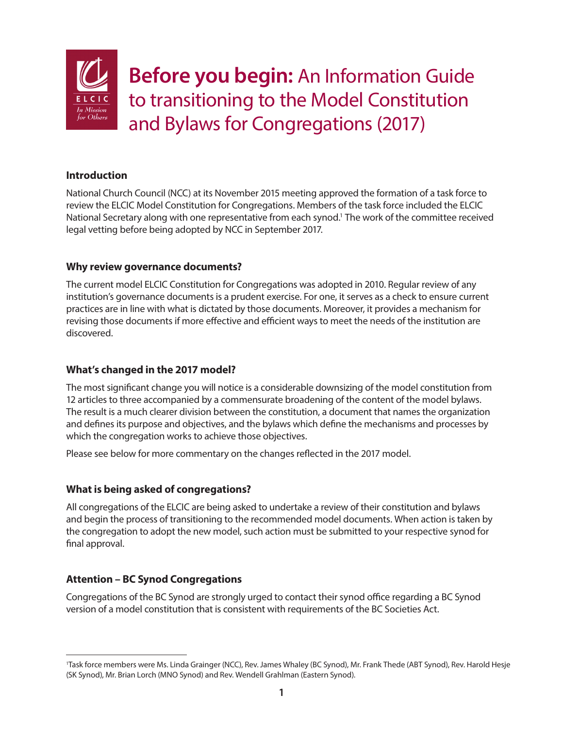# **Before you begin:** An Information Guide to transitioning to the Model Constitution and Bylaws for Congregations (2017)

### Introduction

National Church Council (NCC) at its November 2015 meeting approved the formation of a task force to review the ELCIC Model Constitution for Congregations. Members of the task force included the ELCIC National Secretary along with one representative from each synod.[1] The work of the committee received legal vetting before being adopted by NCC in September 2017.

### Why review governance documents?

The current model ELCIC Constitution for Congregations was adopted in 2010. Regular review of any institution's governance documents is a prudent exercise. For one, it serves as a check to ensure current practices are in line with what is dictated by those documents. Moreover, it provides a mechanism for revising those documents if more effective and efficient ways to meet the needs of the institution are discovered.

### What's changed in the 2017 model?

The most significant change you will notice is a considerable downsizing of the model constitution from 12 articles to three accompanied by a commensurate broadening of the content of the model bylaws. The result is a much clearer division between the constitution, a document that names the organization and defines its purpose and objectives, and the bylaws which define the mechanisms and processes by which the congregation works to achieve those objectives.

Please see below for more commentary on the changes reflected in the 2017 model.

### What is being asked of congregations?

All congregations of the ELCIC are being asked to undertake a review of their constitution and bylaws and begin the process of transitioning to the recommended model documents. When action is taken by the congregation to adopt the new model, such action must be submitted to your respective synod for final approval.

### Attention – BC Synod Congregations

Congregations of the BC Synod are strongly urged to contact their synod office regarding a BC Synod version of a model constitution that is consistent with requirements of the BC Societies Act.

---

[1] Task force members were Ms. Linda Grainger (NCC), Rev. James Whaley (BC Synod), Mr. Frank Thede (ABT Synod), Rev. Harold Hesje (SK Synod), Mr. Brian Lorch (MNO Synod) and Rev. Wendell Grahlman (Eastern Synod).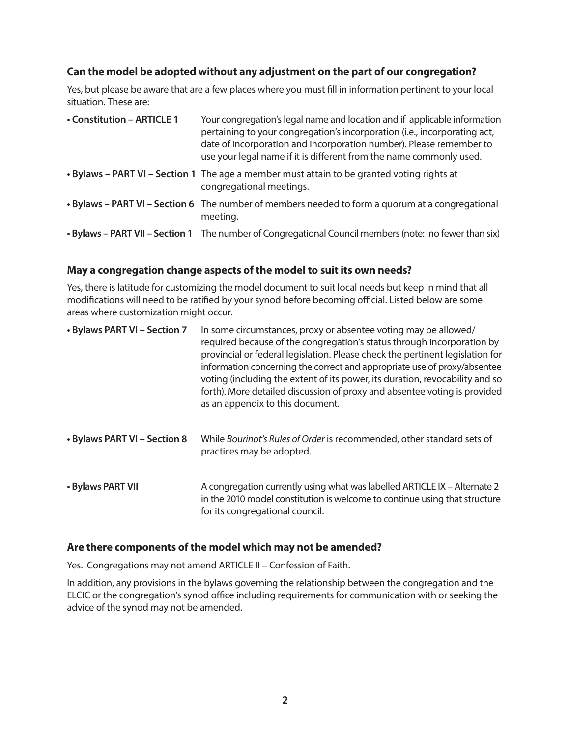### Can the model be adopted without any adjustment on the part of our congregation?

Yes, but please be aware that are a few places where you must fill in information pertinent to your local situation. These are:

| | |
|---|---|
| **• Constitution – ARTICLE 1** | Your congregation's legal name and location and if applicable information pertaining to your congregation's incorporation (i.e., incorporating act, date of incorporation and incorporation number). Please remember to use your legal name if it is different from the name commonly used. |
| **• Bylaws – PART VI – Section 1** | The age a member must attain to be granted voting rights at congregational meetings. |
| **• Bylaws – PART VI – Section 6** | The number of members needed to form a quorum at a congregational meeting. |
| **• Bylaws – PART VII – Section 1** | The number of Congregational Council members (note: no fewer than six) |

### May a congregation change aspects of the model to suit its own needs?

Yes, there is latitude for customizing the model document to suit local needs but keep in mind that all modifications will need to be ratified by your synod before becoming official. Listed below are some areas where customization might occur.

| | |
|---|---|
| **• Bylaws PART VI – Section 7** | In some circumstances, proxy or absentee voting may be allowed/required because of the congregation's status through incorporation by provincial or federal legislation. Please check the pertinent legislation for information concerning the correct and appropriate use of proxy/absentee voting (including the extent of its power, its duration, revocability and so forth). More detailed discussion of proxy and absentee voting is provided as an appendix to this document. |
| **• Bylaws PART VI – Section 8** | While *Bourinot's Rules of Order* is recommended, other standard sets of practices may be adopted. |
| **• Bylaws PART VII** | A congregation currently using what was labelled ARTICLE IX – Alternate 2 in the 2010 model constitution is welcome to continue using that structure for its congregational council. |

### Are there components of the model which may not be amended?

Yes. Congregations may not amend ARTICLE II – Confession of Faith.

In addition, any provisions in the bylaws governing the relationship between the congregation and the ELCIC or the congregation's synod office including requirements for communication with or seeking the advice of the synod may not be amended.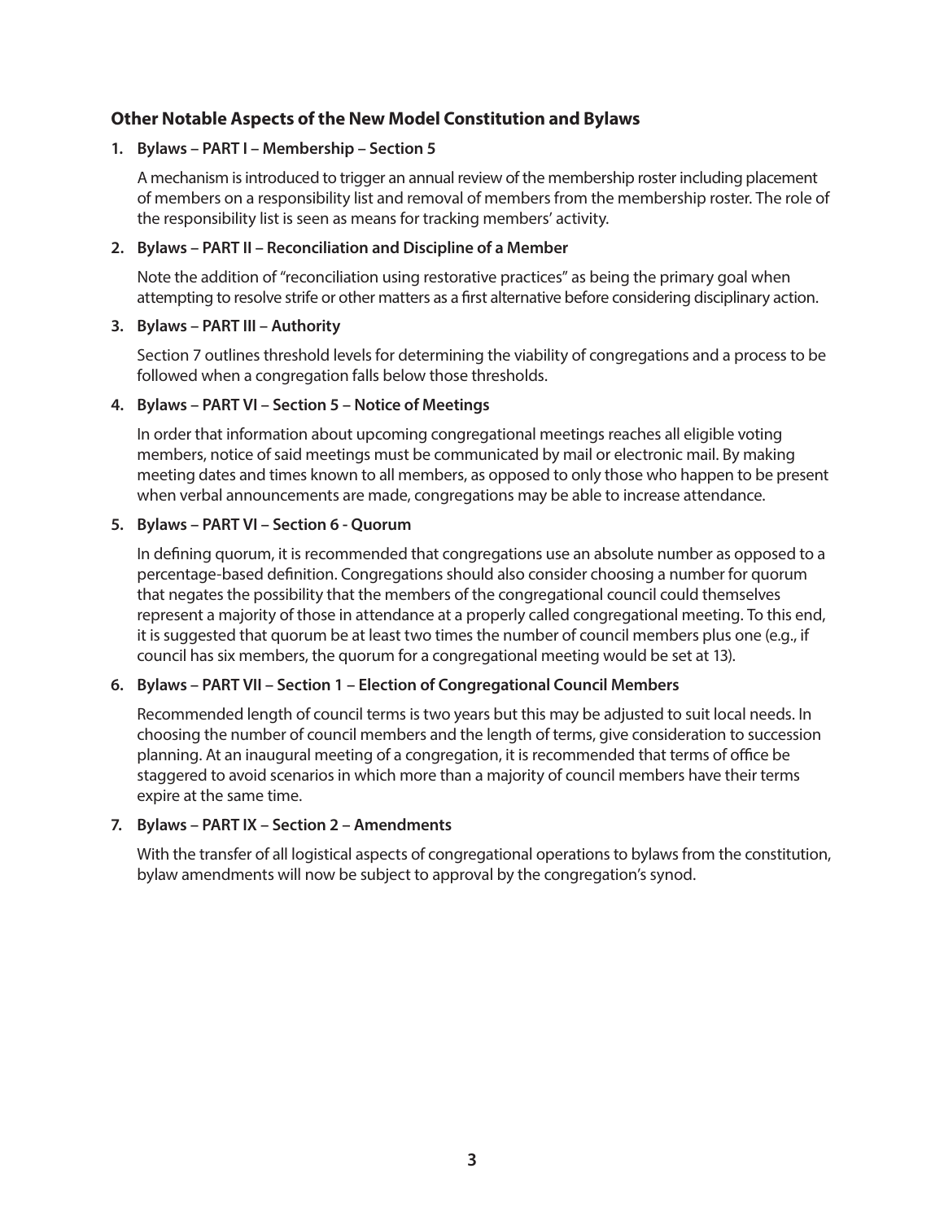### Other Notable Aspects of the New Model Constitution and Bylaws

1. **Bylaws – PART I – Membership – Section 5**

   A mechanism is introduced to trigger an annual review of the membership roster including placement of members on a responsibility list and removal of members from the membership roster. The role of the responsibility list is seen as means for tracking members' activity.

2. **Bylaws – PART II – Reconciliation and Discipline of a Member**

   Note the addition of "reconciliation using restorative practices" as being the primary goal when attempting to resolve strife or other matters as a first alternative before considering disciplinary action.

3. **Bylaws – PART III – Authority**

   Section 7 outlines threshold levels for determining the viability of congregations and a process to be followed when a congregation falls below those thresholds.

4. **Bylaws – PART VI – Section 5 – Notice of Meetings**

   In order that information about upcoming congregational meetings reaches all eligible voting members, notice of said meetings must be communicated by mail or electronic mail. By making meeting dates and times known to all members, as opposed to only those who happen to be present when verbal announcements are made, congregations may be able to increase attendance.

5. **Bylaws – PART VI – Section 6 - Quorum**

   In defining quorum, it is recommended that congregations use an absolute number as opposed to a percentage-based definition. Congregations should also consider choosing a number for quorum that negates the possibility that the members of the congregational council could themselves represent a majority of those in attendance at a properly called congregational meeting. To this end, it is suggested that quorum be at least two times the number of council members plus one (e.g., if council has six members, the quorum for a congregational meeting would be set at 13).

6. **Bylaws – PART VII – Section 1 – Election of Congregational Council Members**

   Recommended length of council terms is two years but this may be adjusted to suit local needs. In choosing the number of council members and the length of terms, give consideration to succession planning. At an inaugural meeting of a congregation, it is recommended that terms of office be staggered to avoid scenarios in which more than a majority of council members have their terms expire at the same time.

7. **Bylaws – PART IX – Section 2 – Amendments**

   With the transfer of all logistical aspects of congregational operations to bylaws from the constitution, bylaw amendments will now be subject to approval by the congregation's synod.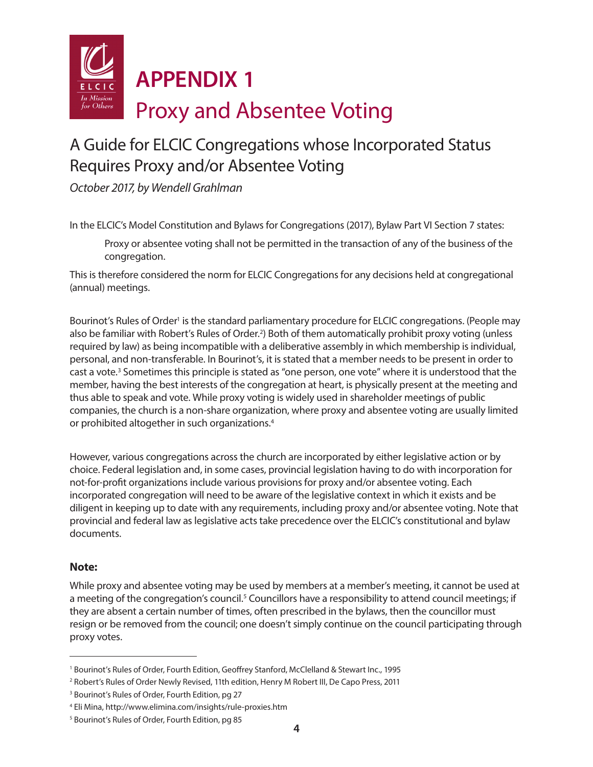# APPENDIX 1

## Proxy and Absentee Voting

### A Guide for ELCIC Congregations whose Incorporated Status Requires Proxy and/or Absentee Voting

*October 2017, by Wendell Grahlman*

In the ELCIC's Model Constitution and Bylaws for Congregations (2017), Bylaw Part VI Section 7 states:

> Proxy or absentee voting shall not be permitted in the transaction of any of the business of the congregation.

This is therefore considered the norm for ELCIC Congregations for any decisions held at congregational (annual) meetings.

Bourinot's Rules of Order[1] is the standard parliamentary procedure for ELCIC congregations. (People may also be familiar with Robert's Rules of Order.[2]) Both of them automatically prohibit proxy voting (unless required by law) as being incompatible with a deliberative assembly in which membership is individual, personal, and non-transferable. In Bourinot's, it is stated that a member needs to be present in order to cast a vote.[3] Sometimes this principle is stated as "one person, one vote" where it is understood that the member, having the best interests of the congregation at heart, is physically present at the meeting and thus able to speak and vote. While proxy voting is widely used in shareholder meetings of public companies, the church is a non-share organization, where proxy and absentee voting are usually limited or prohibited altogether in such organizations.[4]

However, various congregations across the church are incorporated by either legislative action or by choice. Federal legislation and, in some cases, provincial legislation having to do with incorporation for not-for-profit organizations include various provisions for proxy and/or absentee voting. Each incorporated congregation will need to be aware of the legislative context in which it exists and be diligent in keeping up to date with any requirements, including proxy and/or absentee voting. Note that provincial and federal law as legislative acts take precedence over the ELCIC's constitutional and bylaw documents.

**Note:**

While proxy and absentee voting may be used by members at a member's meeting, it cannot be used at a meeting of the congregation's council.[5] Councillors have a responsibility to attend council meetings; if they are absent a certain number of times, often prescribed in the bylaws, then the councillor must resign or be removed from the council; one doesn't simply continue on the council participating through proxy votes.

---

[1] Bourinot's Rules of Order, Fourth Edition, Geoffrey Stanford, McClelland & Stewart Inc., 1995

[2] Robert's Rules of Order Newly Revised, 11th edition, Henry M Robert III, De Capo Press, 2011

[3] Bourinot's Rules of Order, Fourth Edition, pg 27

[4] Eli Mina, http://www.elimina.com/insights/rule-proxies.htm

[5] Bourinot's Rules of Order, Fourth Edition, pg 85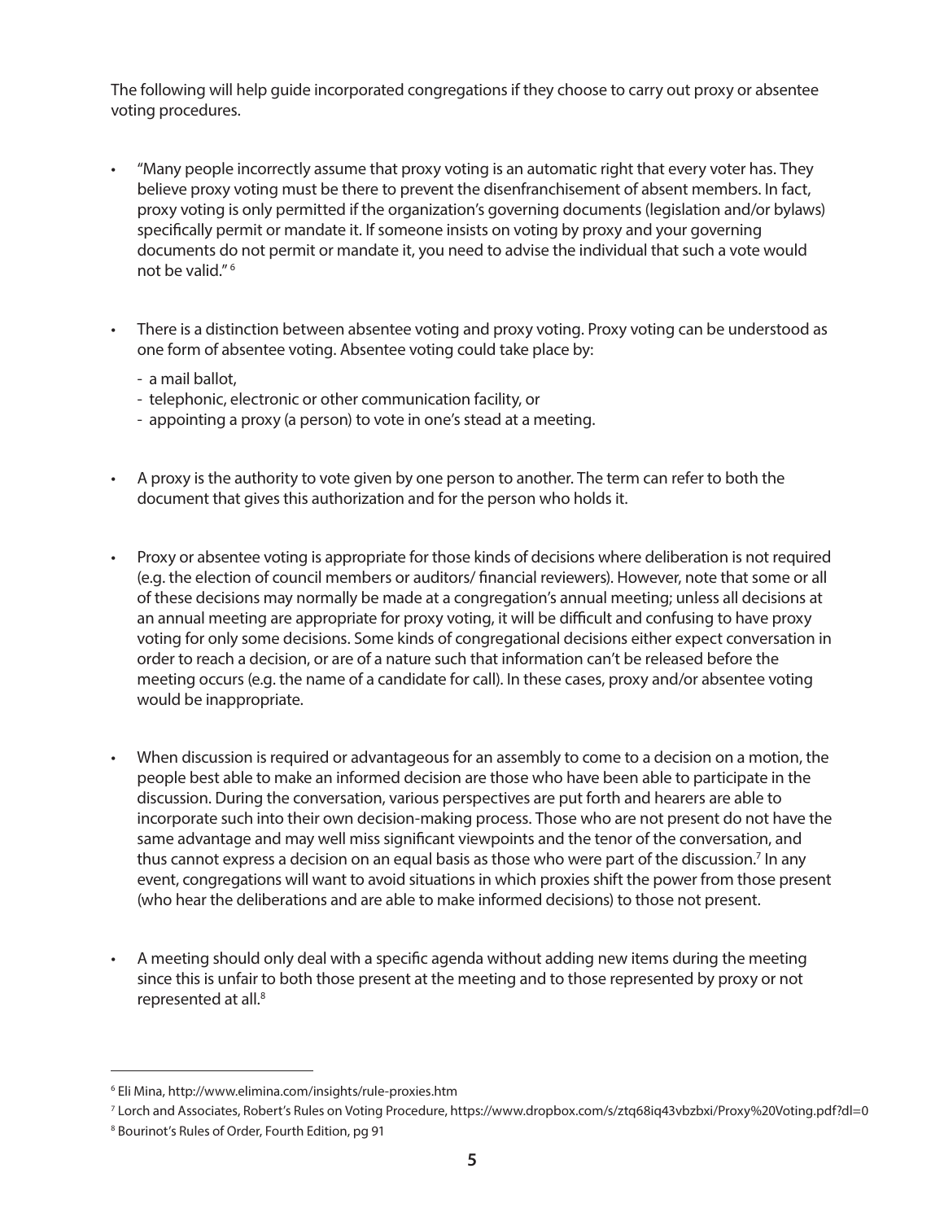The following will help guide incorporated congregations if they choose to carry out proxy or absentee voting procedures.

- "Many people incorrectly assume that proxy voting is an automatic right that every voter has. They believe proxy voting must be there to prevent the disenfranchisement of absent members. In fact, proxy voting is only permitted if the organization's governing documents (legislation and/or bylaws) specifically permit or mandate it. If someone insists on voting by proxy and your governing documents do not permit or mandate it, you need to advise the individual that such a vote would not be valid." [6]

- There is a distinction between absentee voting and proxy voting. Proxy voting can be understood as one form of absentee voting. Absentee voting could take place by:
  - a mail ballot,
  - telephonic, electronic or other communication facility, or
  - appointing a proxy (a person) to vote in one's stead at a meeting.

- A proxy is the authority to vote given by one person to another. The term can refer to both the document that gives this authorization and for the person who holds it.

- Proxy or absentee voting is appropriate for those kinds of decisions where deliberation is not required (e.g. the election of council members or auditors/ financial reviewers). However, note that some or all of these decisions may normally be made at a congregation's annual meeting; unless all decisions at an annual meeting are appropriate for proxy voting, it will be difficult and confusing to have proxy voting for only some decisions. Some kinds of congregational decisions either expect conversation in order to reach a decision, or are of a nature such that information can't be released before the meeting occurs (e.g. the name of a candidate for call). In these cases, proxy and/or absentee voting would be inappropriate.

- When discussion is required or advantageous for an assembly to come to a decision on a motion, the people best able to make an informed decision are those who have been able to participate in the discussion. During the conversation, various perspectives are put forth and hearers are able to incorporate such into their own decision-making process. Those who are not present do not have the same advantage and may well miss significant viewpoints and the tenor of the conversation, and thus cannot express a decision on an equal basis as those who were part of the discussion.[7] In any event, congregations will want to avoid situations in which proxies shift the power from those present (who hear the deliberations and are able to make informed decisions) to those not present.

- A meeting should only deal with a specific agenda without adding new items during the meeting since this is unfair to both those present at the meeting and to those represented by proxy or not represented at all.[8]

---

[6] Eli Mina, http://www.elimina.com/insights/rule-proxies.htm

[7] Lorch and Associates, Robert's Rules on Voting Procedure, https://www.dropbox.com/s/ztq68iq43vbzbxi/Proxy%20Voting.pdf?dl=0

[8] Bourinot's Rules of Order, Fourth Edition, pg 91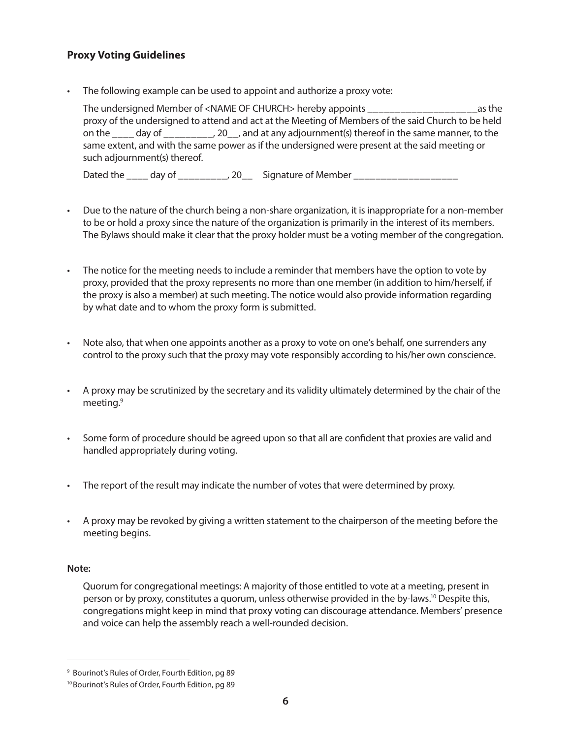**Proxy Voting Guidelines**

- The following example can be used to appoint and authorize a proxy vote:

  The undersigned Member of <NAME OF CHURCH> hereby appoints _____________________as the proxy of the undersigned to attend and act at the Meeting of Members of the said Church to be held on the ____ day of _________, 20__, and at any adjournment(s) thereof in the same manner, to the same extent, and with the same power as if the undersigned were present at the said meeting or such adjournment(s) thereof.

  Dated the ____ day of _________, 20__ Signature of Member ___________________

- Due to the nature of the church being a non-share organization, it is inappropriate for a non-member to be or hold a proxy since the nature of the organization is primarily in the interest of its members. The Bylaws should make it clear that the proxy holder must be a voting member of the congregation.

- The notice for the meeting needs to include a reminder that members have the option to vote by proxy, provided that the proxy represents no more than one member (in addition to him/herself, if the proxy is also a member) at such meeting. The notice would also provide information regarding by what date and to whom the proxy form is submitted.

- Note also, that when one appoints another as a proxy to vote on one's behalf, one surrenders any control to the proxy such that the proxy may vote responsibly according to his/her own conscience.

- A proxy may be scrutinized by the secretary and its validity ultimately determined by the chair of the meeting.[9]

- Some form of procedure should be agreed upon so that all are confident that proxies are valid and handled appropriately during voting.

- The report of the result may indicate the number of votes that were determined by proxy.

- A proxy may be revoked by giving a written statement to the chairperson of the meeting before the meeting begins.

**Note:**

Quorum for congregational meetings: A majority of those entitled to vote at a meeting, present in person or by proxy, constitutes a quorum, unless otherwise provided in the by-laws.[10] Despite this, congregations might keep in mind that proxy voting can discourage attendance. Members' presence and voice can help the assembly reach a well-rounded decision.

---

[9] Bourinot's Rules of Order, Fourth Edition, pg 89

[10] Bourinot's Rules of Order, Fourth Edition, pg 89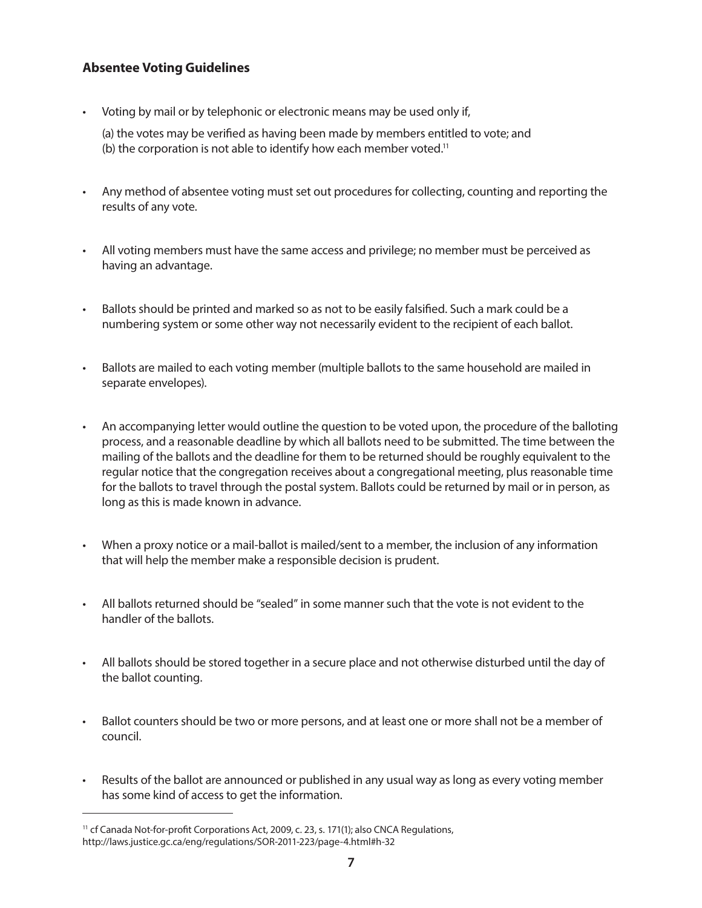### Absentee Voting Guidelines

- Voting by mail or by telephonic or electronic means may be used only if,

  (a) the votes may be verified as having been made by members entitled to vote; and
  (b) the corporation is not able to identify how each member voted.[11]

- Any method of absentee voting must set out procedures for collecting, counting and reporting the results of any vote.

- All voting members must have the same access and privilege; no member must be perceived as having an advantage.

- Ballots should be printed and marked so as not to be easily falsified. Such a mark could be a numbering system or some other way not necessarily evident to the recipient of each ballot.

- Ballots are mailed to each voting member (multiple ballots to the same household are mailed in separate envelopes).

- An accompanying letter would outline the question to be voted upon, the procedure of the balloting process, and a reasonable deadline by which all ballots need to be submitted. The time between the mailing of the ballots and the deadline for them to be returned should be roughly equivalent to the regular notice that the congregation receives about a congregational meeting, plus reasonable time for the ballots to travel through the postal system. Ballots could be returned by mail or in person, as long as this is made known in advance.

- When a proxy notice or a mail-ballot is mailed/sent to a member, the inclusion of any information that will help the member make a responsible decision is prudent.

- All ballots returned should be "sealed" in some manner such that the vote is not evident to the handler of the ballots.

- All ballots should be stored together in a secure place and not otherwise disturbed until the day of the ballot counting.

- Ballot counters should be two or more persons, and at least one or more shall not be a member of council.

- Results of the ballot are announced or published in any usual way as long as every voting member has some kind of access to get the information.

---

[11] cf Canada Not-for-profit Corporations Act, 2009, c. 23, s. 171(1); also CNCA Regulations, http://laws.justice.gc.ca/eng/regulations/SOR-2011-223/page-4.html#h-32